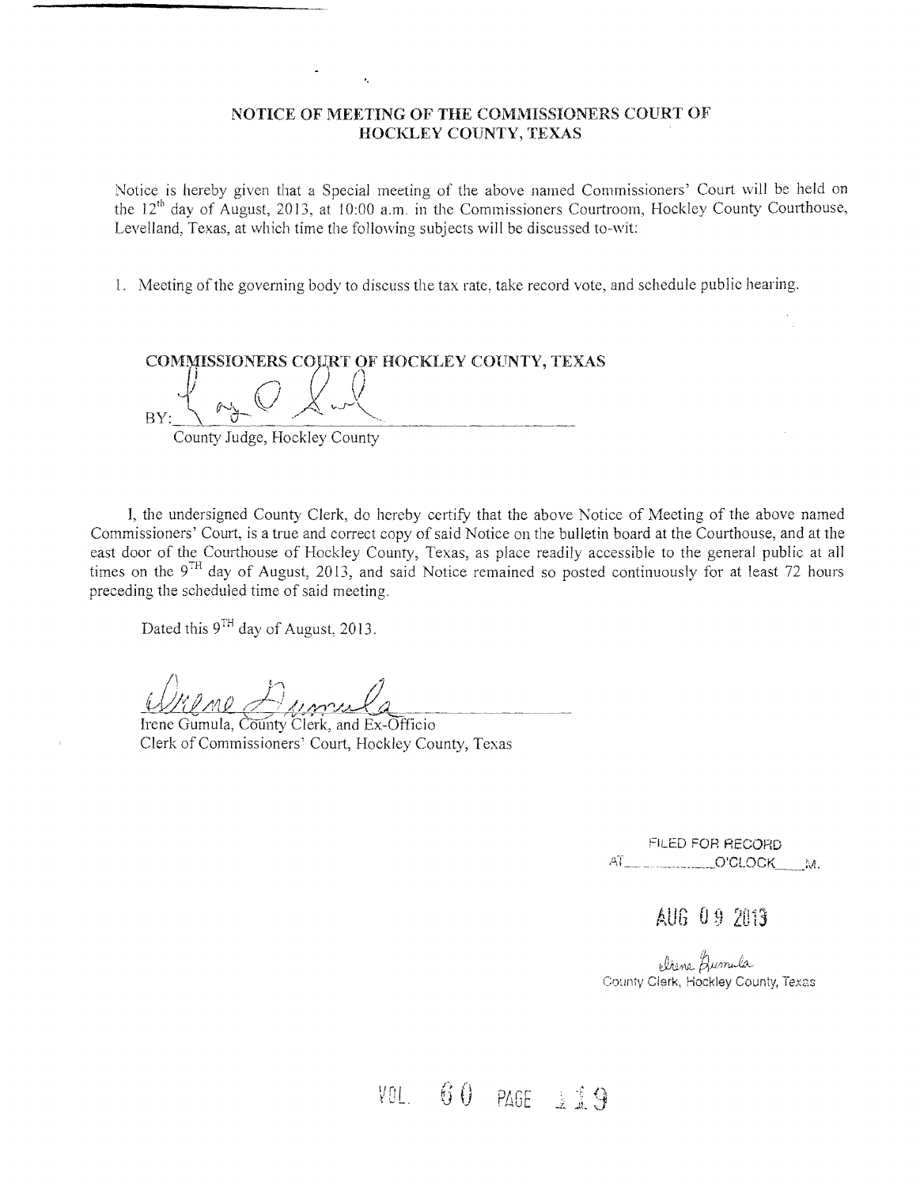**NOTICE OF MEETING OF THE COMMISSIONERS COURT OF HOCKLEY COUNTY, TEXAS**

Notice is hereby given that a Special meeting of the above named Commissioners' Court will be held on the 12th day of August, 2013, at 10:00 a.m. in the Commissioners Courtroom, Hockley County Courthouse, Levelland, Texas, at which time the following subjects will be discussed to-wit:

1. Meeting of the governing body to discuss the tax rate, take record vote, and schedule public hearing.

**COMMISSIONERS COURT OF HOCKLEY COUNTY, TEXAS**

BY: ______________________________
County Judge, Hockley County

I, the undersigned County Clerk, do hereby certify that the above Notice of Meeting of the above named Commissioners' Court, is a true and correct copy of said Notice on the bulletin board at the Courthouse, and at the east door of the Courthouse of Hockley County, Texas, as place readily accessible to the general public at all times on the 9TH day of August, 2013, and said Notice remained so posted continuously for at least 72 hours preceding the scheduled time of said meeting.

Dated this 9TH day of August, 2013.

______________________________
Irene Gumula, County Clerk, and Ex-Officio
Clerk of Commissioners' Court, Hockley County, Texas

FILED FOR RECORD
AT ________ O'CLOCK ____ M.

AUG 09 2013

Irene Gumula
County Clerk, Hockley County, Texas

VOL. 60 PAGE 119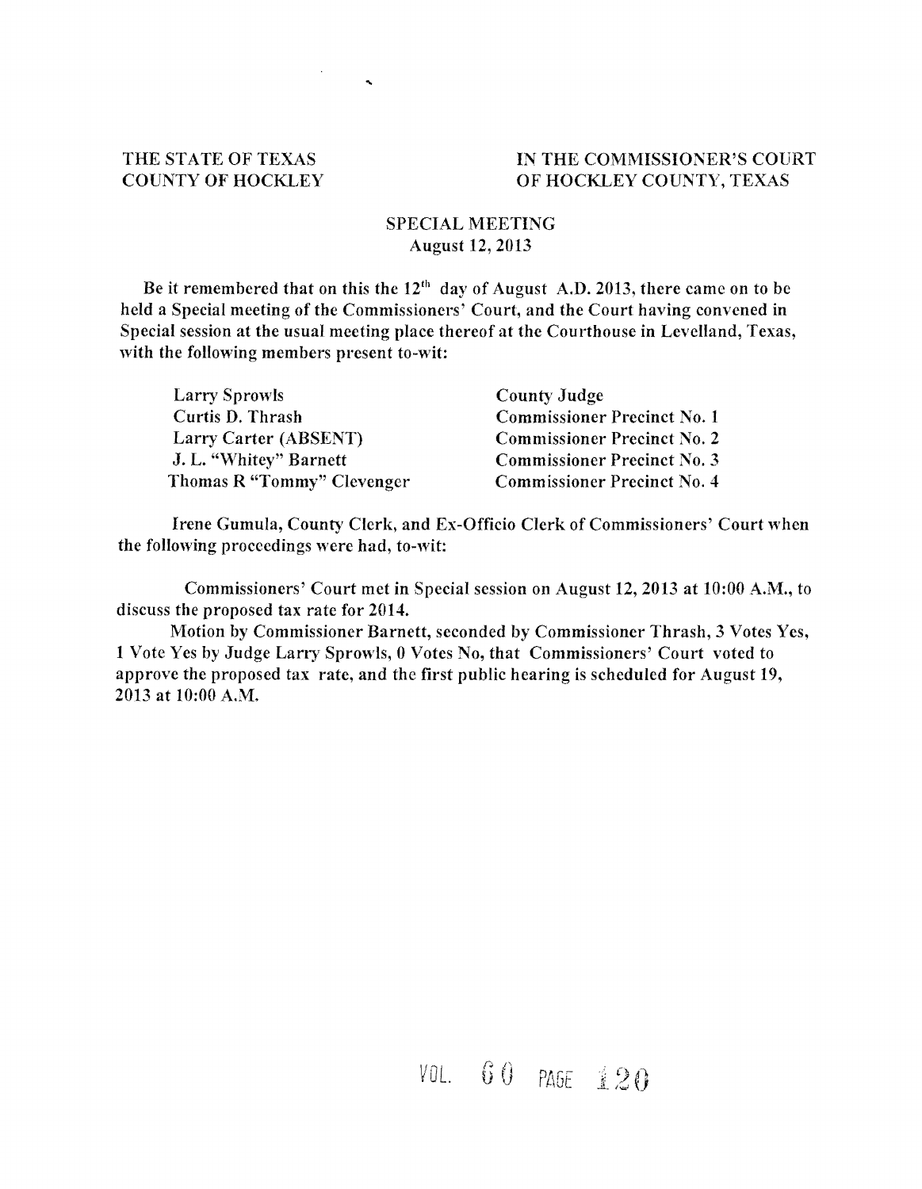| THE STATE OF TEXAS | IN THE COMMISSIONER'S COURT |
|---|---|
| COUNTY OF HOCKLEY | OF HOCKLEY COUNTY, TEXAS |

## SPECIAL MEETING
August 12, 2013

Be it remembered that on this the 12th day of August A.D. 2013, there came on to be held a Special meeting of the Commissioners' Court, and the Court having convened in Special session at the usual meeting place thereof at the Courthouse in Levelland, Texas, with the following members present to-wit:

| | |
|---|---|
| Larry Sprowls | County Judge |
| Curtis D. Thrash | Commissioner Precinct No. 1 |
| Larry Carter (ABSENT) | Commissioner Precinct No. 2 |
| J. L. "Whitey" Barnett | Commissioner Precinct No. 3 |
| Thomas R "Tommy" Clevenger | Commissioner Precinct No. 4 |

Irene Gumula, County Clerk, and Ex-Officio Clerk of Commissioners' Court when the following proceedings were had, to-wit:

Commissioners' Court met in Special session on August 12, 2013 at 10:00 A.M., to discuss the proposed tax rate for 2014.

Motion by Commissioner Barnett, seconded by Commissioner Thrash, 3 Votes Yes, 1 Vote Yes by Judge Larry Sprowls, 0 Votes No, that Commissioners' Court voted to approve the proposed tax rate, and the first public hearing is scheduled for August 19, 2013 at 10:00 A.M.

VOL. 60 PAGE 120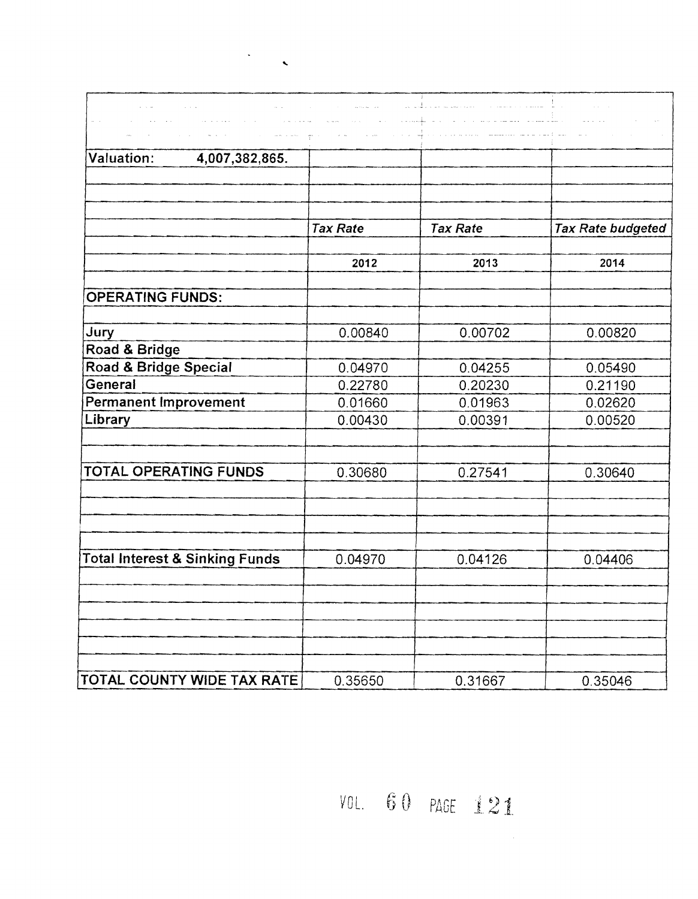| Valuation: 4,007,382,865. | | | |
|---|---|---|---|
| | *Tax Rate* | *Tax Rate* | *Tax Rate budgeted* |
| | 2012 | 2013 | 2014 |
| **OPERATING FUNDS:** | | | |
| Jury | 0.00840 | 0.00702 | 0.00820 |
| Road & Bridge | | | |
| Road & Bridge Special | 0.04970 | 0.04255 | 0.05490 |
| General | 0.22780 | 0.20230 | 0.21190 |
| Permanent Improvement | 0.01660 | 0.01963 | 0.02620 |
| Library | 0.00430 | 0.00391 | 0.00520 |
| **TOTAL OPERATING FUNDS** | 0.30680 | 0.27541 | 0.30640 |
| **Total Interest & Sinking Funds** | 0.04970 | 0.04126 | 0.04406 |
| **TOTAL COUNTY WIDE TAX RATE** | 0.35650 | 0.31667 | 0.35046 |

VOL. 60 PAGE 121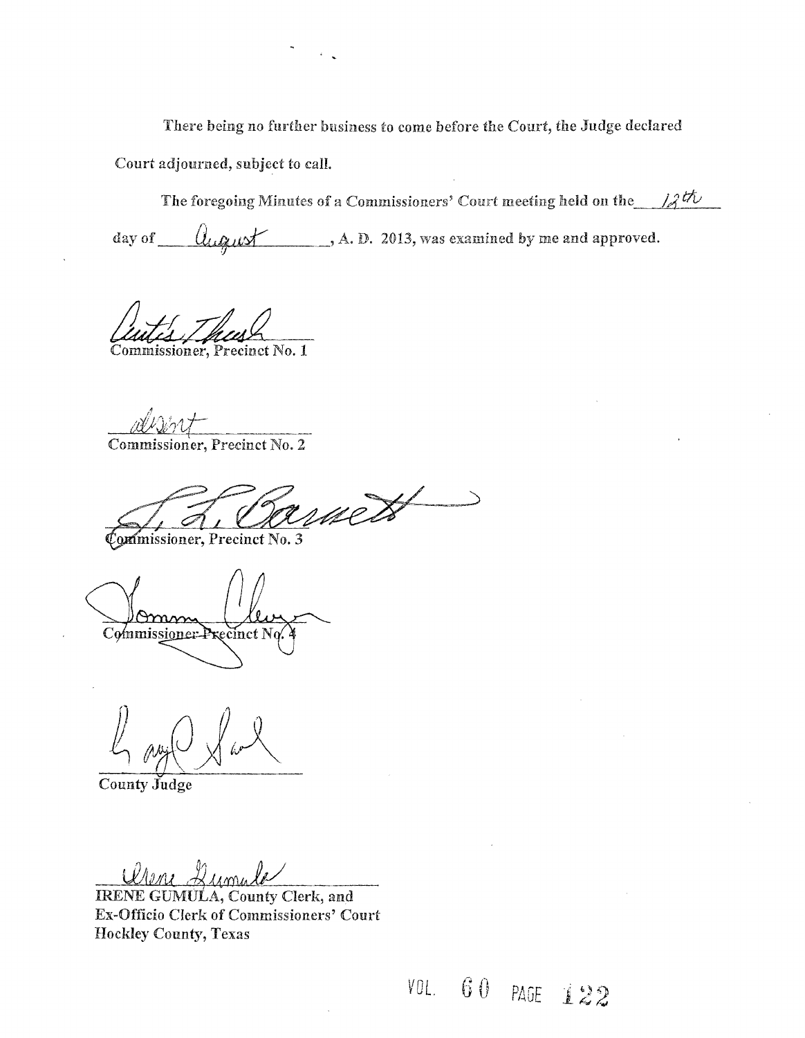There being no further business to come before the Court, the Judge declared Court adjourned, subject to call.

The foregoing Minutes of a Commissioners' Court meeting held on the 12th day of August, A. D. 2013, was examined by me and approved.

Commissioner, Precinct No. 1

Commissioner, Precinct No. 2

Commissioner, Precinct No. 3

Commissioner Precinct No. 4

County Judge

IRENE GUMULA, County Clerk, and
Ex-Officio Clerk of Commissioners' Court
Hockley County, Texas

VOL. 60 PAGE 122